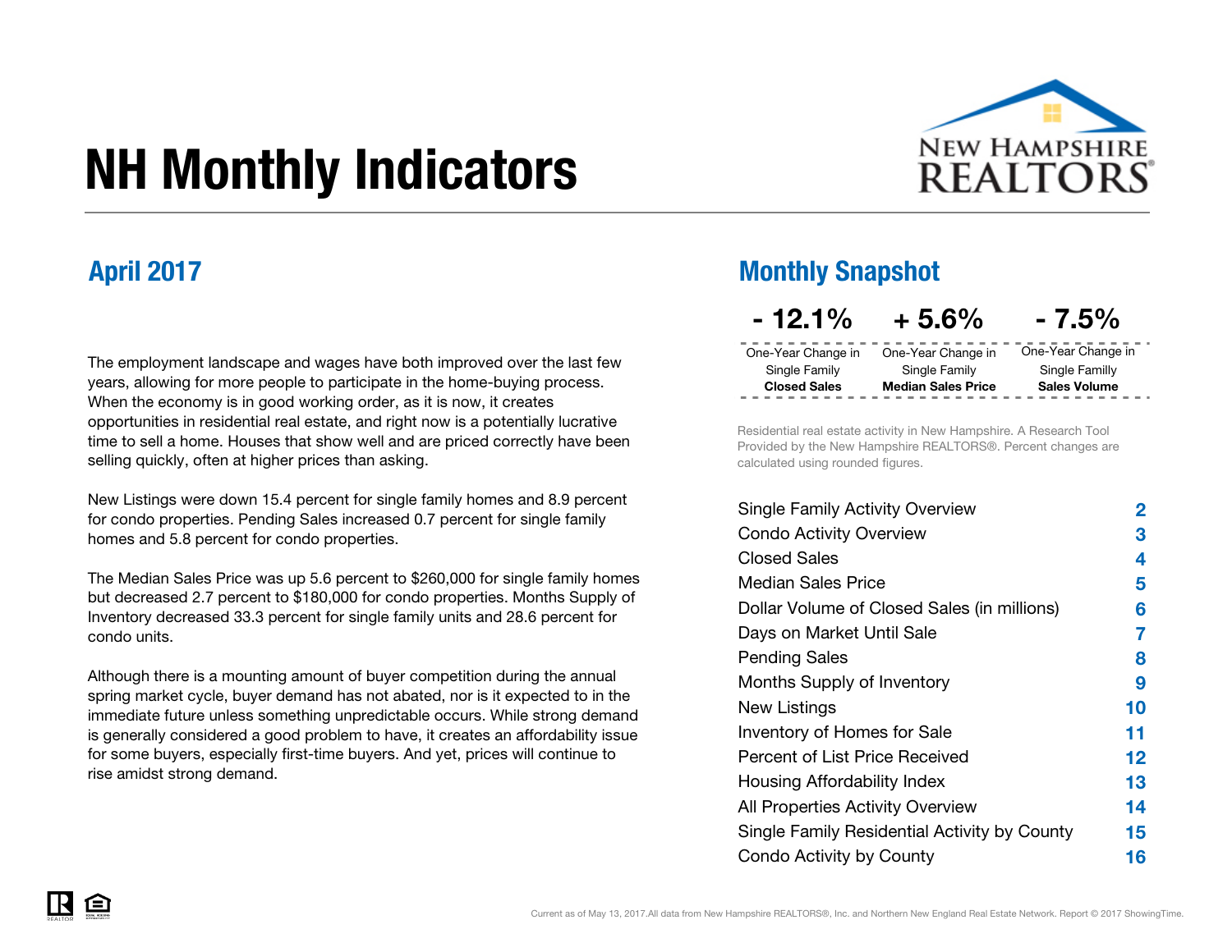# NH Monthly Indicators

## April 2017

The employment landscape and wages have both improved over the last few years, allowing for more people to participate in the home-buying process. When the economy is in good working order, as it is now, it creates opportunities in residential real estate, and right now is a potentially lucrative time to sell a home. Houses that show well and are priced correctly have been selling quickly, often at higher prices than asking.

New Listings were down 15.4 percent for single family homes and 8.9 percent for condo properties. Pending Sales increased 0.7 percent for single family homes and 5.8 percent for condo properties.

The Median Sales Price was up 5.6 percent to $260,000 for single family homes but decreased 2.7 percent to $180,000 for condo properties. Months Supply of Inventory decreased 33.3 percent for single family units and 28.6 percent for condo units.

Although there is a mounting amount of buyer competition during the annual spring market cycle, buyer demand has not abated, nor is it expected to in the immediate future unless something unpredictable occurs. While strong demand is generally considered a good problem to have, it creates an affordability issue for some buyers, especially first-time buyers. And yet, prices will continue to rise amidst strong demand.

## Monthly Snapshot

| - 12.1% | + 5.6% | - 7.5% |
| --- | --- | --- |
| One-Year Change in Single Family **Closed Sales** | One-Year Change in Single Family **Median Sales Price** | One-Year Change in Single Familly **Sales Volume** |

Residential real estate activity in New Hampshire. A Research Tool Provided by the New Hampshire REALTORS®. Percent changes are calculated using rounded figures.

| | |
| --- | --- |
| Single Family Activity Overview | 2 |
| Condo Activity Overview | 3 |
| Closed Sales | 4 |
| Median Sales Price | 5 |
| Dollar Volume of Closed Sales (in millions) | 6 |
| Days on Market Until Sale | 7 |
| Pending Sales | 8 |
| Months Supply of Inventory | 9 |
| New Listings | 10 |
| Inventory of Homes for Sale | 11 |
| Percent of List Price Received | 12 |
| Housing Affordability Index | 13 |
| All Properties Activity Overview | 14 |
| Single Family Residential Activity by County | 15 |
| Condo Activity by County | 16 |

Current as of May 13, 2017.All data from New Hampshire REALTORS®, Inc. and Northern New England Real Estate Network. Report © 2017 ShowingTime.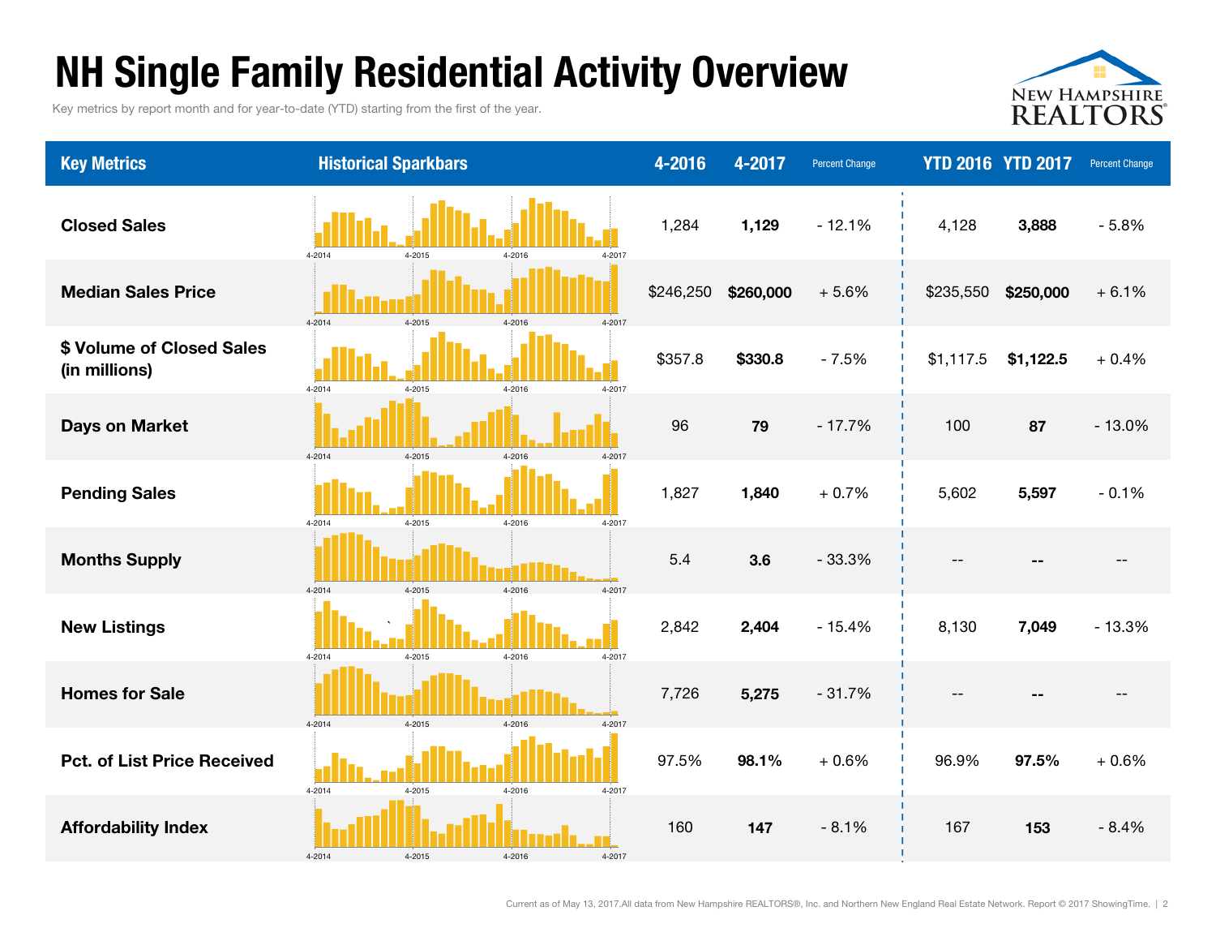# NH Single Family Residential Activity Overview

Key metrics by report month and for year-to-date (YTD) starting from the first of the year.

| Key Metrics | Historical Sparkbars | 4-2016 | 4-2017 | Percent Change | YTD 2016 | YTD 2017 | Percent Change |
|---|---|---|---|---|---|---|---|
| Closed Sales | 4-2014 4-2015 4-2016 4-2017 | 1,284 | **1,129** | - 12.1% | 4,128 | **3,888** | - 5.8% |
| Median Sales Price | 4-2014 4-2015 4-2016 4-2017 | $246,250 | **$260,000** | + 5.6% | $235,550 | **$250,000** | + 6.1% |
| $ Volume of Closed Sales (in millions) | 4-2014 4-2015 4-2016 4-2017 | $357.8 | **$330.8** | - 7.5% | $1,117.5 | **$1,122.5** | + 0.4% |
| Days on Market | 4-2014 4-2015 4-2016 4-2017 | 96 | **79** | - 17.7% | 100 | **87** | - 13.0% |
| Pending Sales | 4-2014 4-2015 4-2016 4-2017 | 1,827 | **1,840** | + 0.7% | 5,602 | **5,597** | - 0.1% |
| Months Supply | 4-2014 4-2015 4-2016 4-2017 | 5.4 | **3.6** | - 33.3% | -- | **--** | -- |
| New Listings | 4-2014 4-2015 4-2016 4-2017 | 2,842 | **2,404** | - 15.4% | 8,130 | **7,049** | - 13.3% |
| Homes for Sale | 4-2014 4-2015 4-2016 4-2017 | 7,726 | **5,275** | - 31.7% | -- | **--** | -- |
| Pct. of List Price Received | 4-2014 4-2015 4-2016 4-2017 | 97.5% | **98.1%** | + 0.6% | 96.9% | **97.5%** | + 0.6% |
| Affordability Index | 4-2014 4-2015 4-2016 4-2017 | 160 | **147** | - 8.1% | 167 | **153** | - 8.4% |

Current as of May 13, 2017.All data from New Hampshire REALTORS®, Inc. and Northern New England Real Estate Network. Report © 2017 ShowingTime.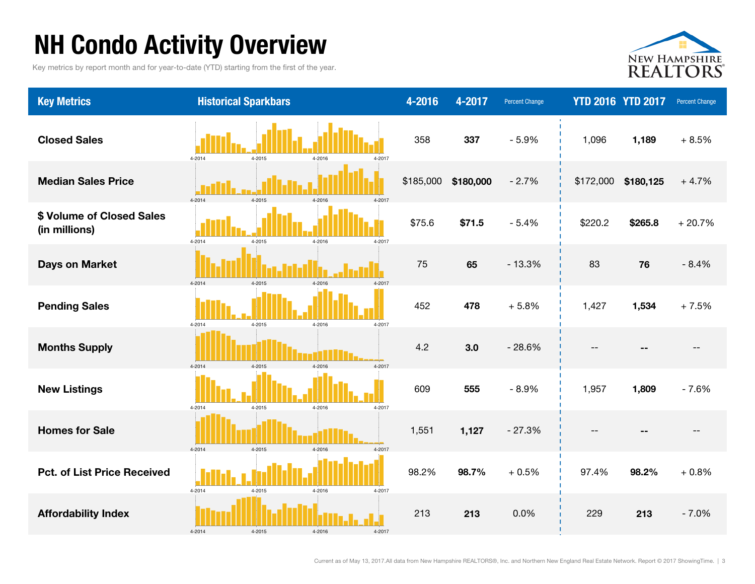# NH Condo Activity Overview

Key metrics by report month and for year-to-date (YTD) starting from the first of the year.

| Key Metrics | Historical Sparkbars | 4-2016 | 4-2017 | Percent Change | YTD 2016 | YTD 2017 | Percent Change |
|---|---|---|---|---|---|---|---|
| Closed Sales | 4-2014 4-2015 4-2016 4-2017 | 358 | **337** | - 5.9% | 1,096 | **1,189** | + 8.5% |
| Median Sales Price | 4-2014 4-2015 4-2016 4-2017 | $185,000 | **$180,000** | - 2.7% | $172,000 | **$180,125** | + 4.7% |
| $ Volume of Closed Sales (in millions) | 4-2014 4-2015 4-2016 4-2017 | $75.6 | **$71.5** | - 5.4% | $220.2 | **$265.8** | + 20.7% |
| Days on Market | 4-2014 4-2015 4-2016 4-2017 | 75 | **65** | - 13.3% | 83 | **76** | - 8.4% |
| Pending Sales | 4-2014 4-2015 4-2016 4-2017 | 452 | **478** | + 5.8% | 1,427 | **1,534** | + 7.5% |
| Months Supply | 4-2014 4-2015 4-2016 4-2017 | 4.2 | **3.0** | - 28.6% | -- | **--** | -- |
| New Listings | 4-2014 4-2015 4-2016 4-2017 | 609 | **555** | - 8.9% | 1,957 | **1,809** | - 7.6% |
| Homes for Sale | 4-2014 4-2015 4-2016 4-2017 | 1,551 | **1,127** | - 27.3% | -- | **--** | -- |
| Pct. of List Price Received | 4-2014 4-2015 4-2016 4-2017 | 98.2% | **98.7%** | + 0.5% | 97.4% | **98.2%** | + 0.8% |
| Affordability Index | 4-2014 4-2015 4-2016 4-2017 | 213 | **213** | 0.0% | 229 | **213** | - 7.0% |

Current as of May 13, 2017.All data from New Hampshire REALTORS®, Inc. and Northern New England Real Estate Network. Report © 2017 ShowingTime.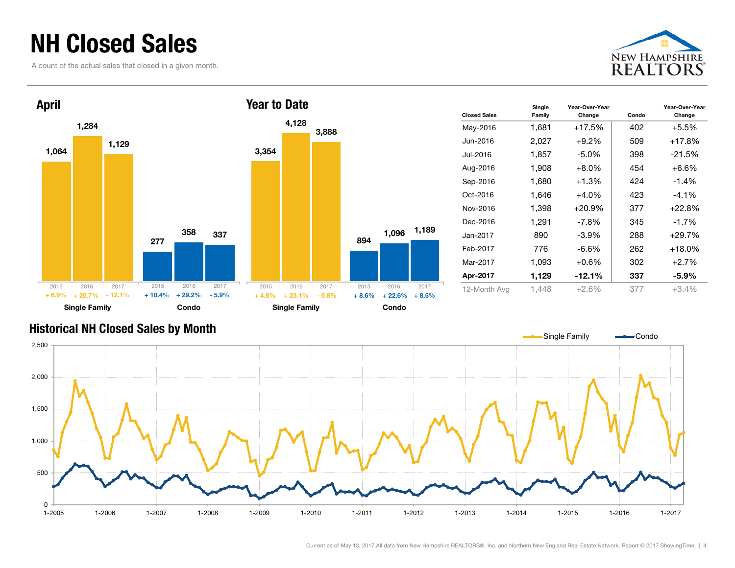# NH Closed Sales

A count of the actual sales that closed in a given month.

## April

| | 2015 | 2016 | 2017 |
|---|---|---|---|
| Single Family | 1,064 | 1,284 | 1,129 |
| Change | + 6.9% | + 20.7% | - 12.1% |
| Condo | 277 | 358 | 337 |
| Change | + 10.4% | + 29.2% | - 5.9% |

## Year to Date

| | 2015 | 2016 | 2017 |
|---|---|---|---|
| Single Family | 3,354 | 4,128 | 3,888 |
| Change | + 4.8% | + 23.1% | - 5.8% |
| Condo | 894 | 1,096 | 1,189 |
| Change | + 8.6% | + 22.6% | + 8.5% |

| Closed Sales | Single Family | Year-Over-Year Change | Condo | Year-Over-Year Change |
|---|---|---|---|---|
| May-2016 | 1,681 | +17.5% | 402 | +5.5% |
| Jun-2016 | 2,027 | +9.2% | 509 | +17.8% |
| Jul-2016 | 1,857 | -5.0% | 398 | -21.5% |
| Aug-2016 | 1,908 | +8.0% | 454 | +6.6% |
| Sep-2016 | 1,680 | +1.3% | 424 | -1.4% |
| Oct-2016 | 1,646 | +4.0% | 423 | -4.1% |
| Nov-2016 | 1,398 | +20.9% | 377 | +22.8% |
| Dec-2016 | 1,291 | -7.8% | 345 | -1.7% |
| Jan-2017 | 890 | -3.9% | 288 | +29.7% |
| Feb-2017 | 776 | -6.6% | 262 | +18.0% |
| Mar-2017 | 1,093 | +0.6% | 302 | +2.7% |
| **Apr-2017** | **1,129** | **-12.1%** | **337** | **-5.9%** |
| 12-Month Avg | 1,448 | +2.6% | 377 | +3.4% |

## Historical NH Closed Sales by Month

Current as of May 13, 2017.All data from New Hampshire REALTORS®, Inc. and Northern New England Real Estate Network. Report © 2017 ShowingTime.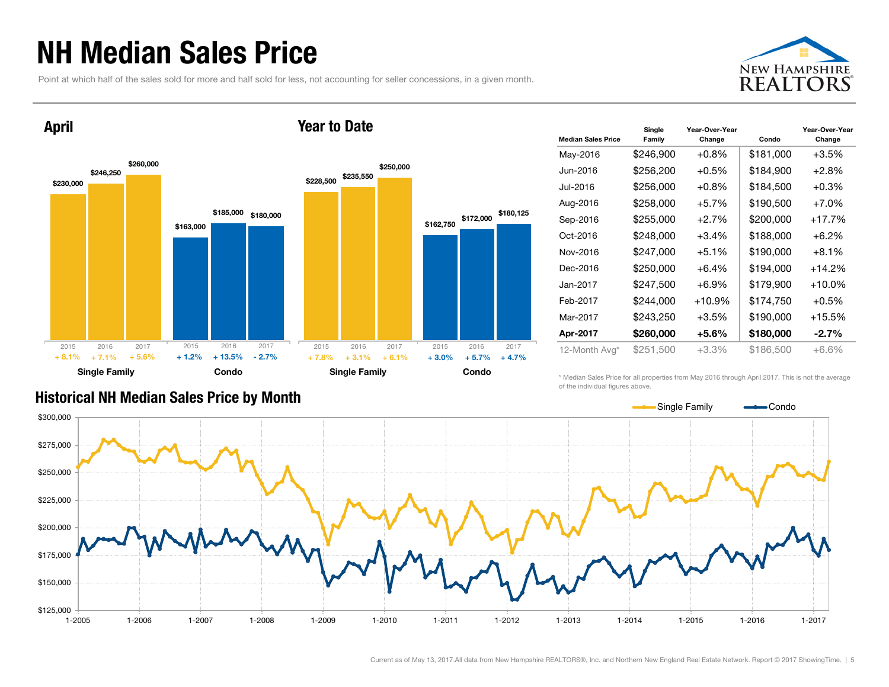# NH Median Sales Price

Point at which half of the sales sold for more and half sold for less, not accounting for seller concessions, in a given month.

## April

| | 2015 | 2016 | 2017 |
|---|---|---|---|
| Single Family | $230,000 | $246,250 | $260,000 |
| Change | + 8.1% | + 7.1% | + 5.6% |
| Condo | $163,000 | $185,000 | $180,000 |
| Change | + 1.2% | + 13.5% | - 2.7% |

## Year to Date

| | 2015 | 2016 | 2017 |
|---|---|---|---|
| Single Family | $228,500 | $235,550 | $250,000 |
| Change | + 7.8% | + 3.1% | + 6.1% |
| Condo | $162,750 | $172,000 | $180,125 |
| Change | + 3.0% | + 5.7% | + 4.7% |

| Median Sales Price | Single Family | Year-Over-Year Change | Condo | Year-Over-Year Change |
|---|---|---|---|---|
| May-2016 | $246,900 | +0.8% | $181,000 | +3.5% |
| Jun-2016 | $256,200 | +0.5% | $184,900 | +2.8% |
| Jul-2016 | $256,000 | +0.8% | $184,500 | +0.3% |
| Aug-2016 | $258,000 | +5.7% | $190,500 | +7.0% |
| Sep-2016 | $255,000 | +2.7% | $200,000 | +17.7% |
| Oct-2016 | $248,000 | +3.4% | $188,000 | +6.2% |
| Nov-2016 | $247,000 | +5.1% | $190,000 | +8.1% |
| Dec-2016 | $250,000 | +6.4% | $194,000 | +14.2% |
| Jan-2017 | $247,500 | +6.9% | $179,900 | +10.0% |
| Feb-2017 | $244,000 | +10.9% | $174,750 | +0.5% |
| Mar-2017 | $243,250 | +3.5% | $190,000 | +15.5% |
| **Apr-2017** | **$260,000** | **+5.6%** | **$180,000** | **-2.7%** |
| 12-Month Avg* | $251,500 | +3.3% | $186,500 | +6.6% |

\* Median Sales Price for all properties from May 2016 through April 2017. This is not the average of the individual figures above.

## Historical NH Median Sales Price by Month

Single Family — Condo

Current as of May 13, 2017.All data from New Hampshire REALTORS®, Inc. and Northern New England Real Estate Network. Report © 2017 ShowingTime.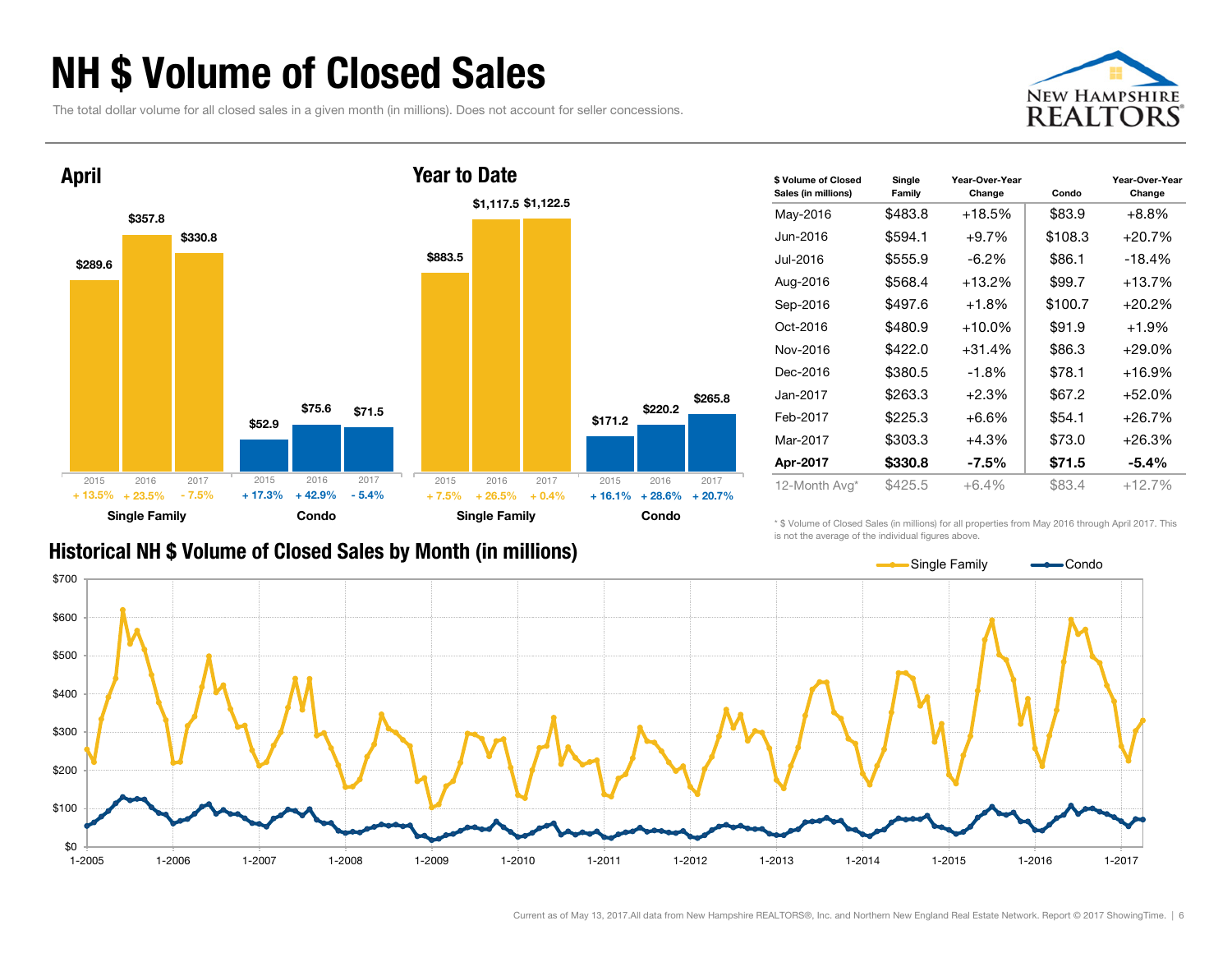# NH $ Volume of Closed Sales

The total dollar volume for all closed sales in a given month (in millions). Does not account for seller concessions.

## April

| | 2015 | 2016 | 2017 |
|---|---|---|---|
| Single Family | $289.6 | $357.8 | $330.8 |
| Change | + 13.5% | + 23.5% | - 7.5% |
| Condo | $52.9 | $75.6 | $71.5 |
| Change | + 17.3% | + 42.9% | - 5.4% |

## Year to Date

| | 2015 | 2016 | 2017 |
|---|---|---|---|
| Single Family | $883.5 | $1,117.5 | $1,122.5 |
| Change | + 7.5% | + 26.5% | + 0.4% |
| Condo | $171.2 | $220.2 | $265.8 |
| Change | + 16.1% | + 28.6% | + 20.7% |

| $ Volume of Closed Sales (in millions) | Single Family | Year-Over-Year Change | Condo | Year-Over-Year Change |
|---|---|---|---|---|
| May-2016 | $483.8 | +18.5% | $83.9 | +8.8% |
| Jun-2016 | $594.1 | +9.7% | $108.3 | +20.7% |
| Jul-2016 | $555.9 | -6.2% | $86.1 | -18.4% |
| Aug-2016 | $568.4 | +13.2% | $99.7 | +13.7% |
| Sep-2016 | $497.6 | +1.8% | $100.7 | +20.2% |
| Oct-2016 | $480.9 | +10.0% | $91.9 | +1.9% |
| Nov-2016 | $422.0 | +31.4% | $86.3 | +29.0% |
| Dec-2016 | $380.5 | -1.8% | $78.1 | +16.9% |
| Jan-2017 | $263.3 | +2.3% | $67.2 | +52.0% |
| Feb-2017 | $225.3 | +6.6% | $54.1 | +26.7% |
| Mar-2017 | $303.3 | +4.3% | $73.0 | +26.3% |
| **Apr-2017** | **$330.8** | **-7.5%** | **$71.5** | **-5.4%** |
| 12-Month Avg* | $425.5 | +6.4% | $83.4 | +12.7% |

\* $ Volume of Closed Sales (in millions) for all properties from May 2016 through April 2017. This is not the average of the individual figures above.

## Historical NH $ Volume of Closed Sales by Month (in millions)

Current as of May 13, 2017. All data from New Hampshire REALTORS®, Inc. and Northern New England Real Estate Network. Report © 2017 ShowingTime.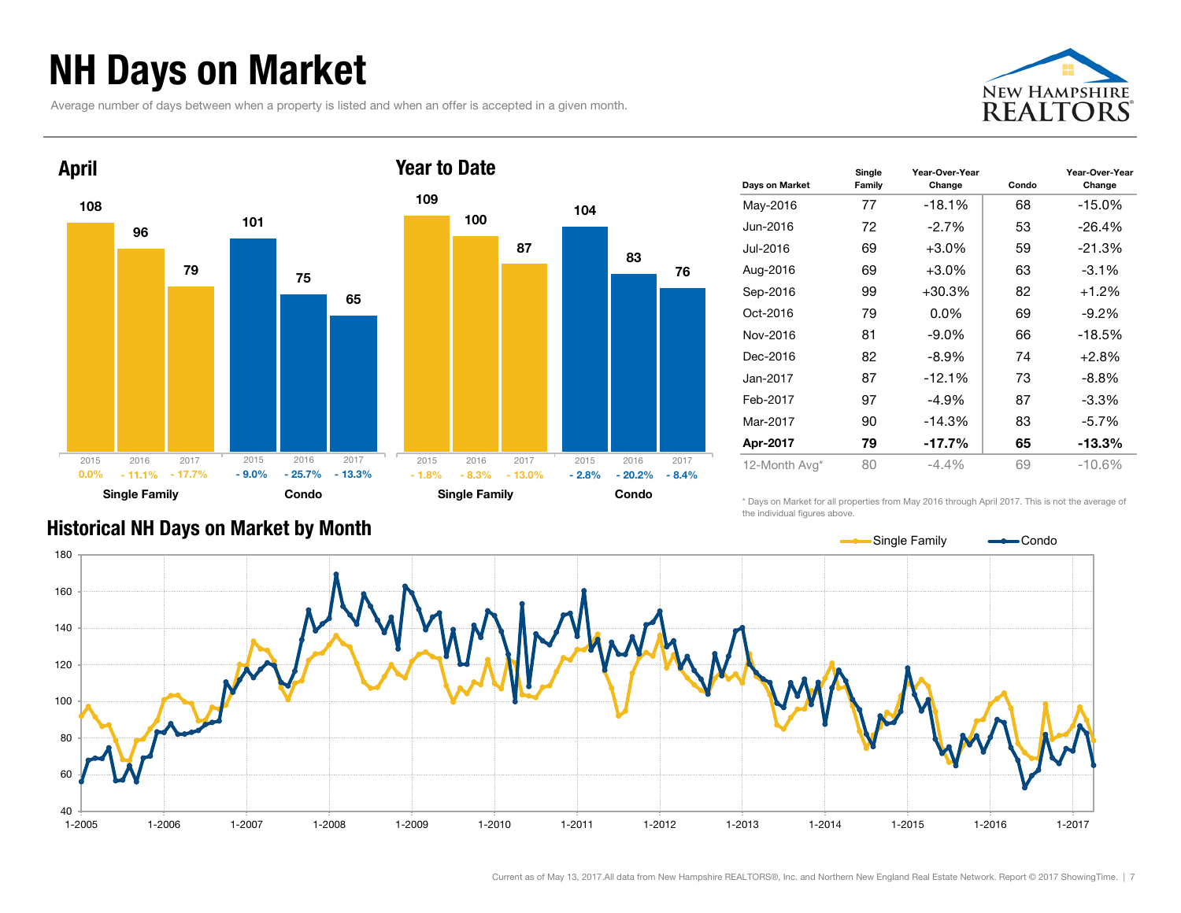# NH Days on Market

Average number of days between when a property is listed and when an offer is accepted in a given month.

## April

| | 2015 | 2016 | 2017 |
|---|---|---|---|
| Single Family | 108 | 96 | 79 |
| Change | 0.0% | - 11.1% | - 17.7% |
| Condo | 101 | 75 | 65 |
| Change | - 9.0% | - 25.7% | - 13.3% |

## Year to Date

| | 2015 | 2016 | 2017 |
|---|---|---|---|
| Single Family | 109 | 100 | 87 |
| Change | - 1.8% | - 8.3% | - 13.0% |
| Condo | 104 | 83 | 76 |
| Change | - 2.8% | - 20.2% | - 8.4% |

| Days on Market | Single Family | Year-Over-Year Change | Condo | Year-Over-Year Change |
|---|---|---|---|---|
| May-2016 | 77 | -18.1% | 68 | -15.0% |
| Jun-2016 | 72 | -2.7% | 53 | -26.4% |
| Jul-2016 | 69 | +3.0% | 59 | -21.3% |
| Aug-2016 | 69 | +3.0% | 63 | -3.1% |
| Sep-2016 | 99 | +30.3% | 82 | +1.2% |
| Oct-2016 | 79 | 0.0% | 69 | -9.2% |
| Nov-2016 | 81 | -9.0% | 66 | -18.5% |
| Dec-2016 | 82 | -8.9% | 74 | +2.8% |
| Jan-2017 | 87 | -12.1% | 73 | -8.8% |
| Feb-2017 | 97 | -4.9% | 87 | -3.3% |
| Mar-2017 | 90 | -14.3% | 83 | -5.7% |
| **Apr-2017** | **79** | **-17.7%** | **65** | **-13.3%** |
| 12-Month Avg* | 80 | -4.4% | 69 | -10.6% |

* Days on Market for all properties from May 2016 through April 2017. This is not the average of the individual figures above.

## Historical NH Days on Market by Month

Current as of May 13, 2017.All data from New Hampshire REALTORS®, Inc. and Northern New England Real Estate Network. Report © 2017 ShowingTime.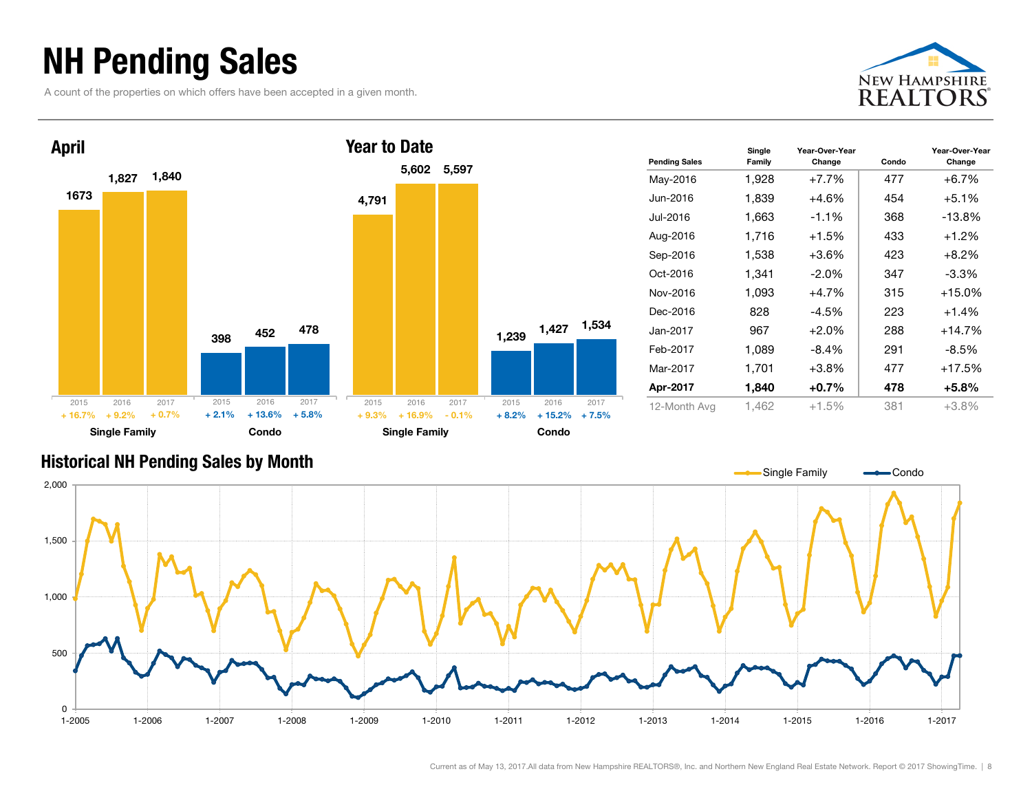# NH Pending Sales

A count of the properties on which offers have been accepted in a given month.

## April

| | 2015 | 2016 | 2017 |
|---|---|---|---|
| Single Family | 1673 | 1,827 | 1,840 |
| Change | + 16.7% | + 9.2% | + 0.7% |
| Condo | 398 | 452 | 478 |
| Change | + 2.1% | + 13.6% | + 5.8% |

## Year to Date

| | 2015 | 2016 | 2017 |
|---|---|---|---|
| Single Family | 4,791 | 5,602 | 5,597 |
| Change | + 9.3% | + 16.9% | - 0.1% |
| Condo | 1,239 | 1,427 | 1,534 |
| Change | + 8.2% | + 15.2% | + 7.5% |

| Pending Sales | Single Family | Year-Over-Year Change | Condo | Year-Over-Year Change |
|---|---|---|---|---|
| May-2016 | 1,928 | +7.7% | 477 | +6.7% |
| Jun-2016 | 1,839 | +4.6% | 454 | +5.1% |
| Jul-2016 | 1,663 | -1.1% | 368 | -13.8% |
| Aug-2016 | 1,716 | +1.5% | 433 | +1.2% |
| Sep-2016 | 1,538 | +3.6% | 423 | +8.2% |
| Oct-2016 | 1,341 | -2.0% | 347 | -3.3% |
| Nov-2016 | 1,093 | +4.7% | 315 | +15.0% |
| Dec-2016 | 828 | -4.5% | 223 | +1.4% |
| Jan-2017 | 967 | +2.0% | 288 | +14.7% |
| Feb-2017 | 1,089 | -8.4% | 291 | -8.5% |
| Mar-2017 | 1,701 | +3.8% | 477 | +17.5% |
| **Apr-2017** | **1,840** | **+0.7%** | **478** | **+5.8%** |
| 12-Month Avg | 1,462 | +1.5% | 381 | +3.8% |

## Historical NH Pending Sales by Month

Single Family — Condo

Current as of May 13, 2017.All data from New Hampshire REALTORS®, Inc. and Northern New England Real Estate Network. Report © 2017 ShowingTime.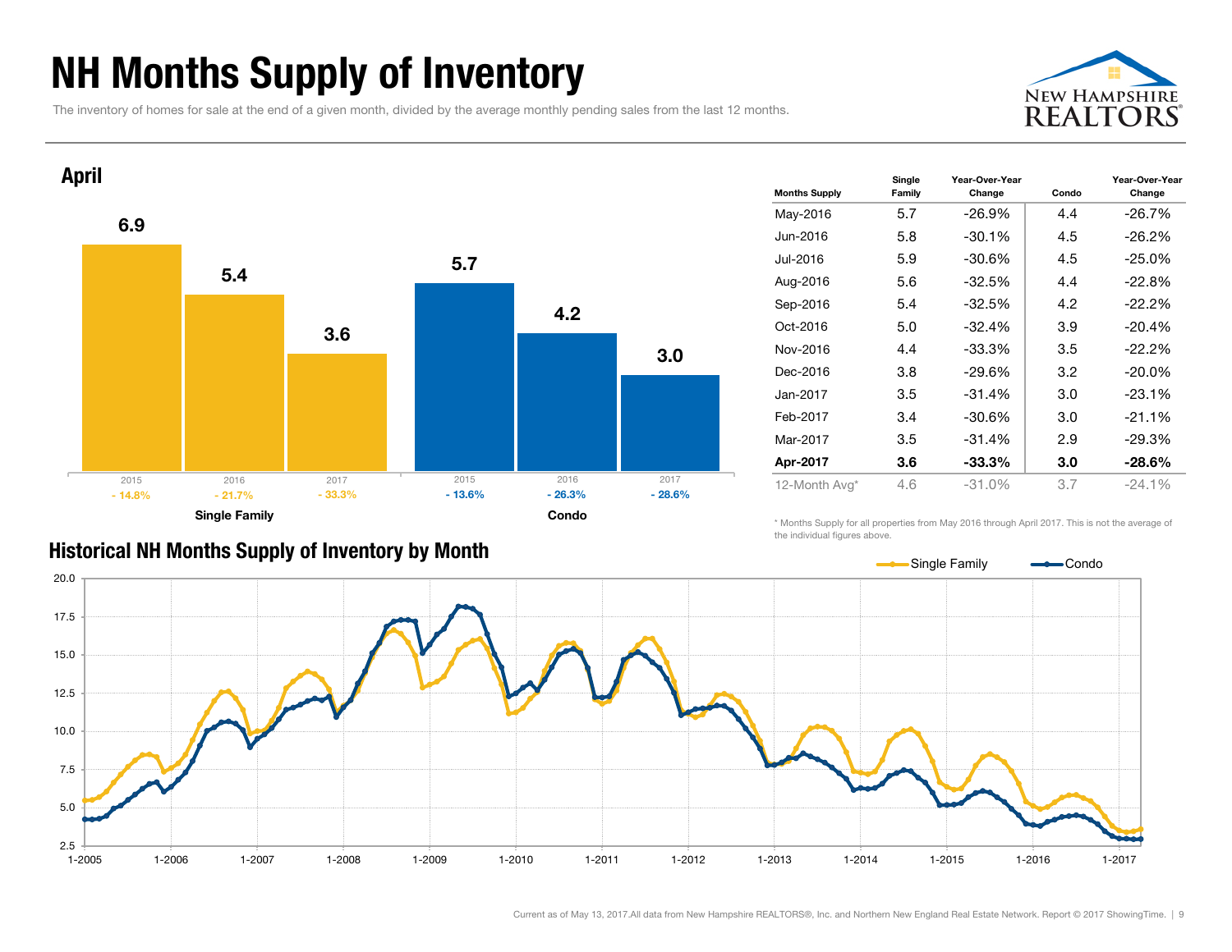# NH Months Supply of Inventory

The inventory of homes for sale at the end of a given month, divided by the average monthly pending sales from the last 12 months.

## April

| | 2015 | 2016 | 2017 |
|---|---|---|---|
| Single Family | 6.9 | 5.4 | 3.6 |
| Single Family change | - 14.8% | - 21.7% | - 33.3% |
| Condo | 5.7 | 4.2 | 3.0 |
| Condo change | - 13.6% | - 26.3% | - 28.6% |

| Months Supply | Single Family | Year-Over-Year Change | Condo | Year-Over-Year Change |
|---|---|---|---|---|
| May-2016 | 5.7 | -26.9% | 4.4 | -26.7% |
| Jun-2016 | 5.8 | -30.1% | 4.5 | -26.2% |
| Jul-2016 | 5.9 | -30.6% | 4.5 | -25.0% |
| Aug-2016 | 5.6 | -32.5% | 4.4 | -22.8% |
| Sep-2016 | 5.4 | -32.5% | 4.2 | -22.2% |
| Oct-2016 | 5.0 | -32.4% | 3.9 | -20.4% |
| Nov-2016 | 4.4 | -33.3% | 3.5 | -22.2% |
| Dec-2016 | 3.8 | -29.6% | 3.2 | -20.0% |
| Jan-2017 | 3.5 | -31.4% | 3.0 | -23.1% |
| Feb-2017 | 3.4 | -30.6% | 3.0 | -21.1% |
| Mar-2017 | 3.5 | -31.4% | 2.9 | -29.3% |
| **Apr-2017** | **3.6** | **-33.3%** | **3.0** | **-28.6%** |
| 12-Month Avg* | 4.6 | -31.0% | 3.7 | -24.1% |

\* Months Supply for all properties from May 2016 through April 2017. This is not the average of the individual figures above.

## Historical NH Months Supply of Inventory by Month

Current as of May 13, 2017.All data from New Hampshire REALTORS®, Inc. and Northern New England Real Estate Network. Report © 2017 ShowingTime.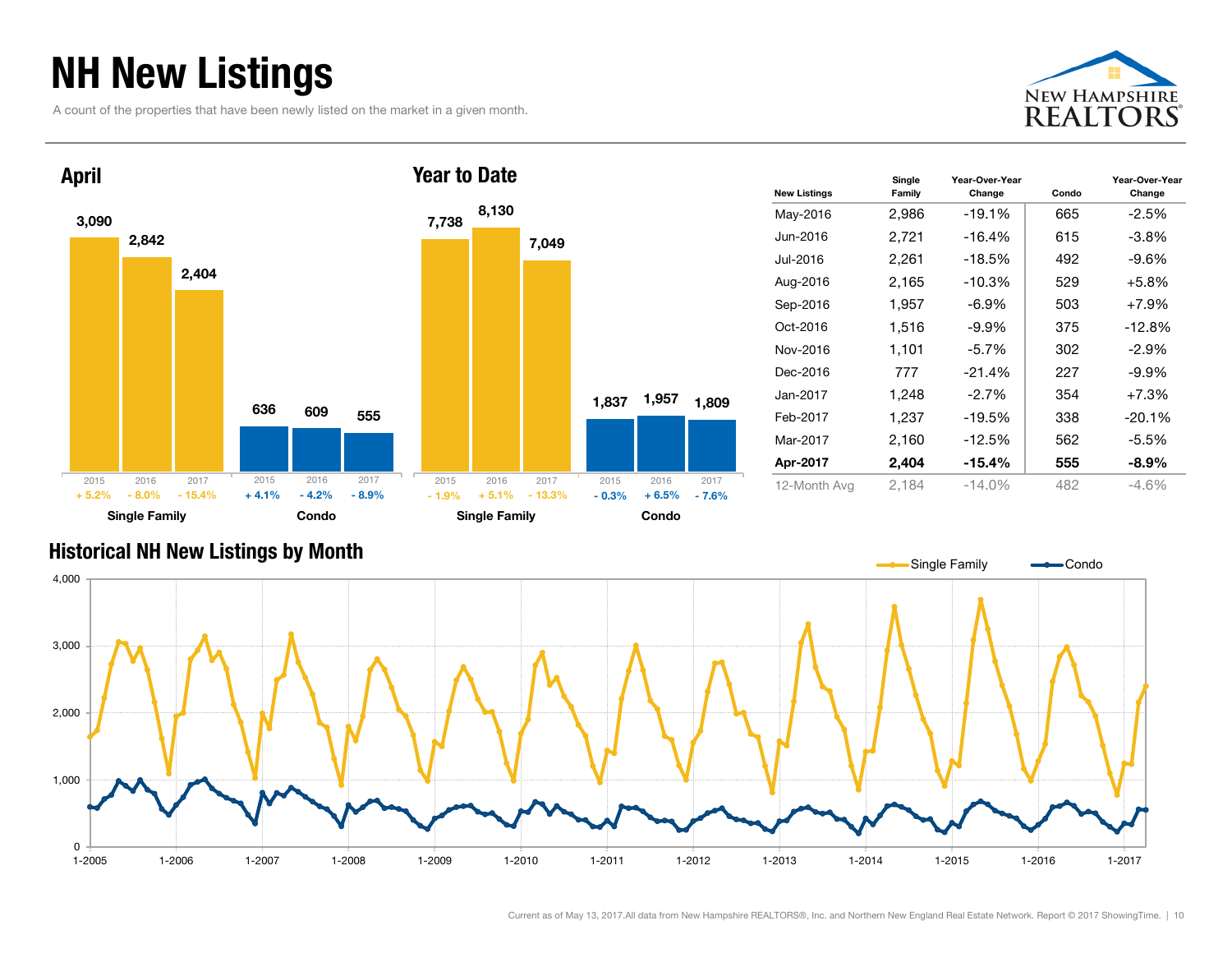# NH New Listings

A count of the properties that have been newly listed on the market in a given month.

## April

| | 2015 | 2016 | 2017 |
|---|---|---|---|
| Single Family | 3,090 | 2,842 | 2,404 |
| Change | + 5.2% | - 8.0% | - 15.4% |
| Condo | 636 | 609 | 555 |
| Change | + 4.1% | - 4.2% | - 8.9% |

## Year to Date

| | 2015 | 2016 | 2017 |
|---|---|---|---|
| Single Family | 7,738 | 8,130 | 7,049 |
| Change | - 1.9% | + 5.1% | - 13.3% |
| Condo | 1,837 | 1,957 | 1,809 |
| Change | - 0.3% | + 6.5% | - 7.6% |

| New Listings | Single Family | Year-Over-Year Change | Condo | Year-Over-Year Change |
|---|---|---|---|---|
| May-2016 | 2,986 | -19.1% | 665 | -2.5% |
| Jun-2016 | 2,721 | -16.4% | 615 | -3.8% |
| Jul-2016 | 2,261 | -18.5% | 492 | -9.6% |
| Aug-2016 | 2,165 | -10.3% | 529 | +5.8% |
| Sep-2016 | 1,957 | -6.9% | 503 | +7.9% |
| Oct-2016 | 1,516 | -9.9% | 375 | -12.8% |
| Nov-2016 | 1,101 | -5.7% | 302 | -2.9% |
| Dec-2016 | 777 | -21.4% | 227 | -9.9% |
| Jan-2017 | 1,248 | -2.7% | 354 | +7.3% |
| Feb-2017 | 1,237 | -19.5% | 338 | -20.1% |
| Mar-2017 | 2,160 | -12.5% | 562 | -5.5% |
| **Apr-2017** | **2,404** | **-15.4%** | **555** | **-8.9%** |
| 12-Month Avg | 2,184 | -14.0% | 482 | -4.6% |

## Historical NH New Listings by Month

Current as of May 13, 2017. All data from New Hampshire REALTORS®, Inc. and Northern New England Real Estate Network. Report © 2017 ShowingTime.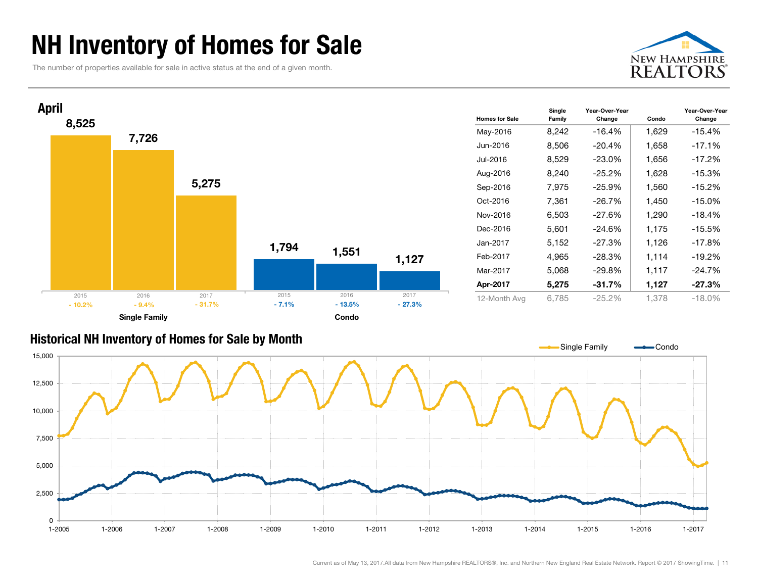# NH Inventory of Homes for Sale

The number of properties available for sale in active status at the end of a given month.

## April

| | 2015 | 2016 | 2017 |
|---|---|---|---|
| Single Family | 8,525 | 7,726 | 5,275 |
| Change | - 10.2% | - 9.4% | - 31.7% |
| Condo | 1,794 | 1,551 | 1,127 |
| Change | - 7.1% | - 13.5% | - 27.3% |

| Homes for Sale | Single Family | Year-Over-Year Change | Condo | Year-Over-Year Change |
|---|---|---|---|---|
| May-2016 | 8,242 | -16.4% | 1,629 | -15.4% |
| Jun-2016 | 8,506 | -20.4% | 1,658 | -17.1% |
| Jul-2016 | 8,529 | -23.0% | 1,656 | -17.2% |
| Aug-2016 | 8,240 | -25.2% | 1,628 | -15.3% |
| Sep-2016 | 7,975 | -25.9% | 1,560 | -15.2% |
| Oct-2016 | 7,361 | -26.7% | 1,450 | -15.0% |
| Nov-2016 | 6,503 | -27.6% | 1,290 | -18.4% |
| Dec-2016 | 5,601 | -24.6% | 1,175 | -15.5% |
| Jan-2017 | 5,152 | -27.3% | 1,126 | -17.8% |
| Feb-2017 | 4,965 | -28.3% | 1,114 | -19.2% |
| Mar-2017 | 5,068 | -29.8% | 1,117 | -24.7% |
| **Apr-2017** | **5,275** | **-31.7%** | **1,127** | **-27.3%** |
| 12-Month Avg | 6,785 | -25.2% | 1,378 | -18.0% |

## Historical NH Inventory of Homes for Sale by Month

Current as of May 13, 2017. All data from New Hampshire REALTORS®, Inc. and Northern New England Real Estate Network. Report © 2017 ShowingTime.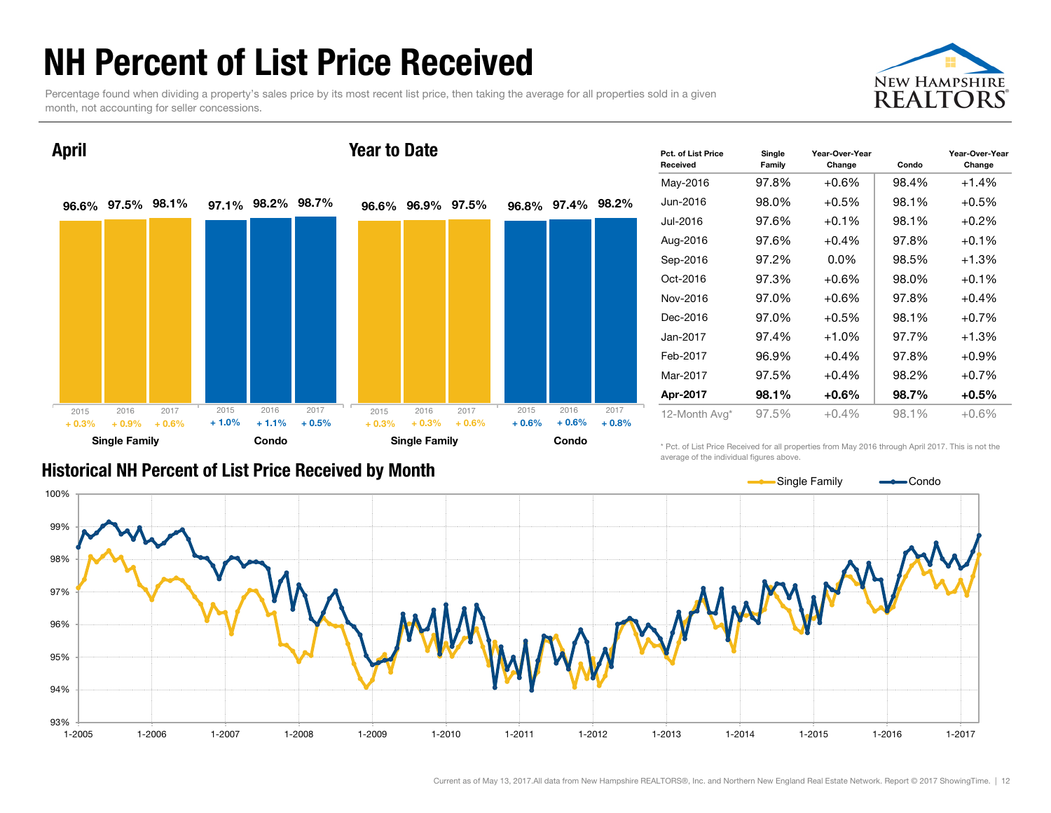# NH Percent of List Price Received

Percentage found when dividing a property's sales price by its most recent list price, then taking the average for all properties sold in a given month, not accounting for seller concessions.

## April

| | 2015 | 2016 | 2017 |
|---|---|---|---|
| Single Family | 96.6% | 97.5% | 98.1% |
| Change | + 0.3% | + 0.9% | + 0.6% |
| Condo | 97.1% | 98.2% | 98.7% |
| Change | + 1.0% | + 1.1% | + 0.5% |

## Year to Date

| | 2015 | 2016 | 2017 |
|---|---|---|---|
| Single Family | 96.6% | 96.9% | 97.5% |
| Change | + 0.3% | + 0.3% | + 0.6% |
| Condo | 96.8% | 97.4% | 98.2% |
| Change | + 0.6% | + 0.6% | + 0.8% |

| Pct. of List Price Received | Single Family | Year-Over-Year Change | Condo | Year-Over-Year Change |
|---|---|---|---|---|
| May-2016 | 97.8% | +0.6% | 98.4% | +1.4% |
| Jun-2016 | 98.0% | +0.5% | 98.1% | +0.5% |
| Jul-2016 | 97.6% | +0.1% | 98.1% | +0.2% |
| Aug-2016 | 97.6% | +0.4% | 97.8% | +0.1% |
| Sep-2016 | 97.2% | 0.0% | 98.5% | +1.3% |
| Oct-2016 | 97.3% | +0.6% | 98.0% | +0.1% |
| Nov-2016 | 97.0% | +0.6% | 97.8% | +0.4% |
| Dec-2016 | 97.0% | +0.5% | 98.1% | +0.7% |
| Jan-2017 | 97.4% | +1.0% | 97.7% | +1.3% |
| Feb-2017 | 96.9% | +0.4% | 97.8% | +0.9% |
| Mar-2017 | 97.5% | +0.4% | 98.2% | +0.7% |
| **Apr-2017** | **98.1%** | **+0.6%** | **98.7%** | **+0.5%** |
| 12-Month Avg* | 97.5% | +0.4% | 98.1% | +0.6% |

\* Pct. of List Price Received for all properties from May 2016 through April 2017. This is not the average of the individual figures above.

## Historical NH Percent of List Price Received by Month

Single Family — Condo

Current as of May 13, 2017. All data from New Hampshire REALTORS®, Inc. and Northern New England Real Estate Network. Report © 2017 ShowingTime.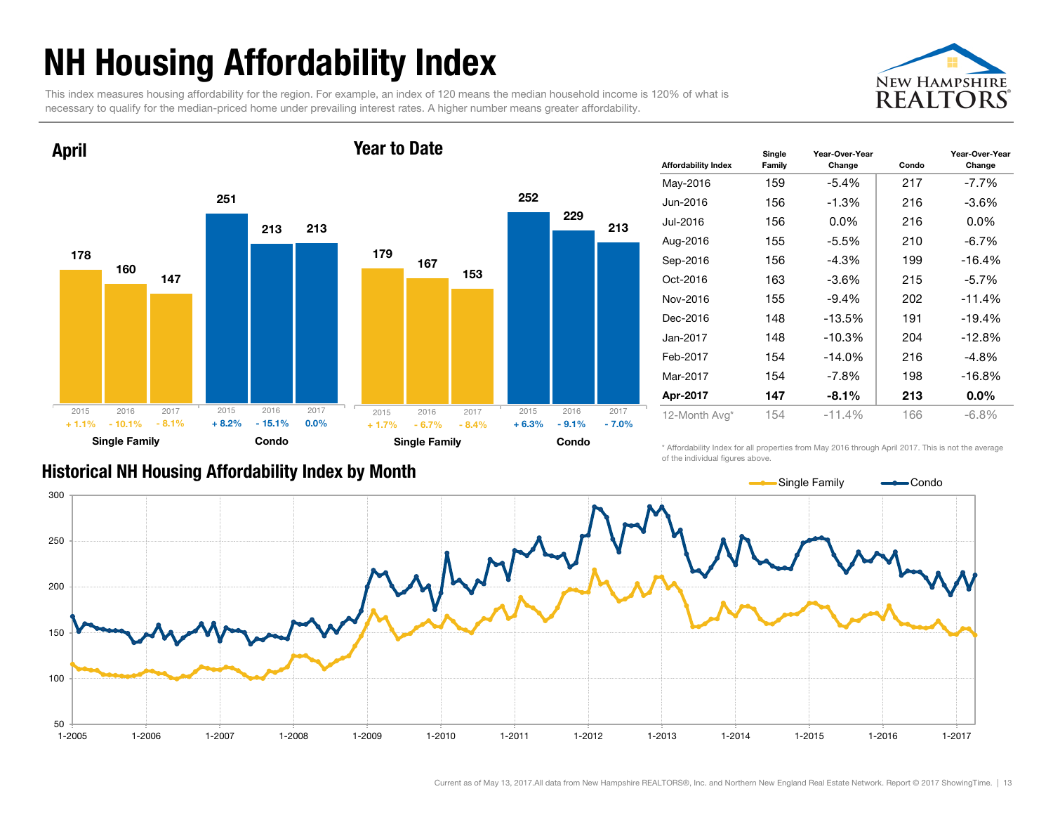# NH Housing Affordability Index

This index measures housing affordability for the region. For example, an index of 120 means the median household income is 120% of what is necessary to qualify for the median-priced home under prevailing interest rates. A higher number means greater affordability.

## April

| | 2015 | 2016 | 2017 |
|---|---|---|---|
| Single Family | 178 | 160 | 147 |
| Change | + 1.1% | - 10.1% | - 8.1% |
| Condo | 251 | 213 | 213 |
| Change | + 8.2% | - 15.1% | 0.0% |

## Year to Date

| | 2015 | 2016 | 2017 |
|---|---|---|---|
| Single Family | 179 | 167 | 153 |
| Change | + 1.7% | - 6.7% | - 8.4% |
| Condo | 252 | 229 | 213 |
| Change | + 6.3% | - 9.1% | - 7.0% |

| Affordability Index | Single Family | Year-Over-Year Change | Condo | Year-Over-Year Change |
|---|---|---|---|---|
| May-2016 | 159 | -5.4% | 217 | -7.7% |
| Jun-2016 | 156 | -1.3% | 216 | -3.6% |
| Jul-2016 | 156 | 0.0% | 216 | 0.0% |
| Aug-2016 | 155 | -5.5% | 210 | -6.7% |
| Sep-2016 | 156 | -4.3% | 199 | -16.4% |
| Oct-2016 | 163 | -3.6% | 215 | -5.7% |
| Nov-2016 | 155 | -9.4% | 202 | -11.4% |
| Dec-2016 | 148 | -13.5% | 191 | -19.4% |
| Jan-2017 | 148 | -10.3% | 204 | -12.8% |
| Feb-2017 | 154 | -14.0% | 216 | -4.8% |
| Mar-2017 | 154 | -7.8% | 198 | -16.8% |
| **Apr-2017** | **147** | **-8.1%** | **213** | **0.0%** |
| 12-Month Avg* | 154 | -11.4% | 166 | -6.8% |

\* Affordability Index for all properties from May 2016 through April 2017. This is not the average of the individual figures above.

## Historical NH Housing Affordability Index by Month

Single Family — Condo

Current as of May 13, 2017. All data from New Hampshire REALTORS®, Inc. and Northern New England Real Estate Network. Report © 2017 ShowingTime.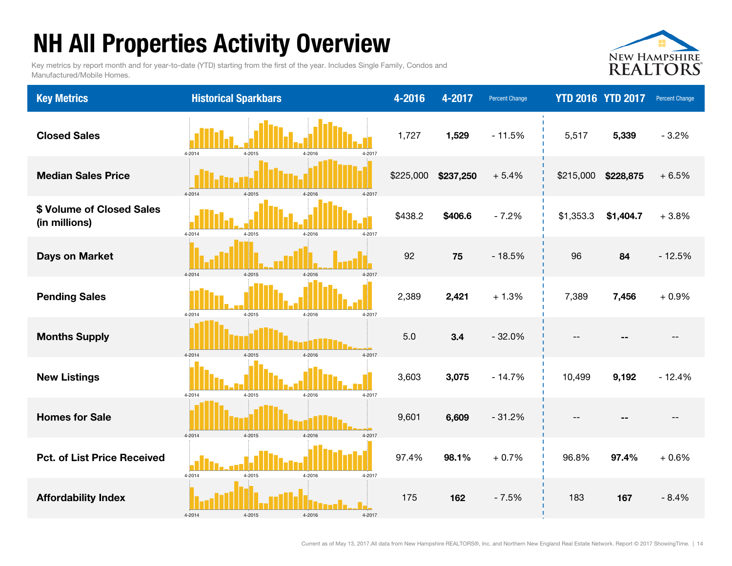# NH All Properties Activity Overview

Key metrics by report month and for year-to-date (YTD) starting from the first of the year. Includes Single Family, Condos and Manufactured/Mobile Homes.

| Key Metrics | Historical Sparkbars | 4-2016 | 4-2017 | Percent Change | YTD 2016 | YTD 2017 | Percent Change |
|---|---|---|---|---|---|---|---|
| Closed Sales | 4-2014 4-2015 4-2016 4-2017 | 1,727 | **1,529** | - 11.5% | 5,517 | **5,339** | - 3.2% |
| Median Sales Price | 4-2014 4-2015 4-2016 4-2017 | $225,000 | **$237,250** | + 5.4% | $215,000 | **$228,875** | + 6.5% |
| $ Volume of Closed Sales (in millions) | 4-2014 4-2015 4-2016 4-2017 | $438.2 | **$406.6** | - 7.2% | $1,353.3 | **$1,404.7** | + 3.8% |
| Days on Market | 4-2014 4-2015 4-2016 4-2017 | 92 | **75** | - 18.5% | 96 | **84** | - 12.5% |
| Pending Sales | 4-2014 4-2015 4-2016 4-2017 | 2,389 | **2,421** | + 1.3% | 7,389 | **7,456** | + 0.9% |
| Months Supply | 4-2014 4-2015 4-2016 4-2017 | 5.0 | **3.4** | - 32.0% | -- | **--** | -- |
| New Listings | 4-2014 4-2015 4-2016 4-2017 | 3,603 | **3,075** | - 14.7% | 10,499 | **9,192** | - 12.4% |
| Homes for Sale | 4-2014 4-2015 4-2016 4-2017 | 9,601 | **6,609** | - 31.2% | -- | **--** | -- |
| Pct. of List Price Received | 4-2014 4-2015 4-2016 4-2017 | 97.4% | **98.1%** | + 0.7% | 96.8% | **97.4%** | + 0.6% |
| Affordability Index | 4-2014 4-2015 4-2016 4-2017 | 175 | **162** | - 7.5% | 183 | **167** | - 8.4% |

Current as of May 13, 2017. All data from New Hampshire REALTORS®, Inc. and Northern New England Real Estate Network. Report © 2017 ShowingTime.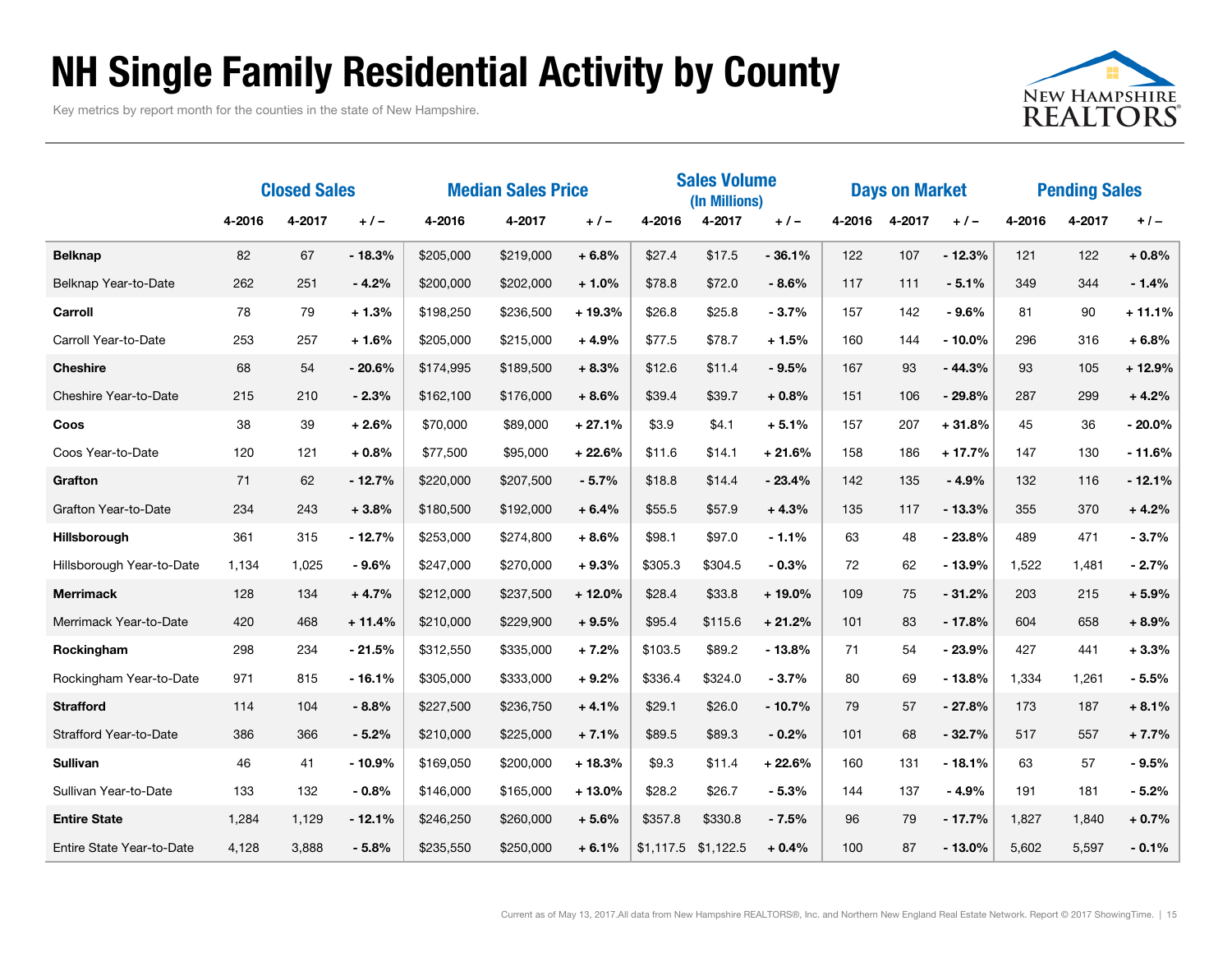# NH Single Family Residential Activity by County

Key metrics by report month for the counties in the state of New Hampshire.

| | Closed Sales | | | Median Sales Price | | | Sales Volume (In Millions) | | | Days on Market | | | Pending Sales | | |
|---|---|---|---|---|---|---|---|---|---|---|---|---|---|---|---|
| | 4-2016 | 4-2017 | + / – | 4-2016 | 4-2017 | + / – | 4-2016 | 4-2017 | + / – | 4-2016 | 4-2017 | + / – | 4-2016 | 4-2017 | + / – |
| **Belknap** | 82 | 67 | - 18.3% | $205,000 | $219,000 | + 6.8% | $27.4 | $17.5 | - 36.1% | 122 | 107 | - 12.3% | 121 | 122 | + 0.8% |
| Belknap Year-to-Date | 262 | 251 | - 4.2% | $200,000 | $202,000 | + 1.0% | $78.8 | $72.0 | - 8.6% | 117 | 111 | - 5.1% | 349 | 344 | - 1.4% |
| **Carroll** | 78 | 79 | + 1.3% | $198,250 | $236,500 | + 19.3% | $26.8 | $25.8 | - 3.7% | 157 | 142 | - 9.6% | 81 | 90 | + 11.1% |
| Carroll Year-to-Date | 253 | 257 | + 1.6% | $205,000 | $215,000 | + 4.9% | $77.5 | $78.7 | + 1.5% | 160 | 144 | - 10.0% | 296 | 316 | + 6.8% |
| **Cheshire** | 68 | 54 | - 20.6% | $174,995 | $189,500 | + 8.3% | $12.6 | $11.4 | - 9.5% | 167 | 93 | - 44.3% | 93 | 105 | + 12.9% |
| Cheshire Year-to-Date | 215 | 210 | - 2.3% | $162,100 | $176,000 | + 8.6% | $39.4 | $39.7 | + 0.8% | 151 | 106 | - 29.8% | 287 | 299 | + 4.2% |
| **Coos** | 38 | 39 | + 2.6% | $70,000 | $89,000 | + 27.1% | $3.9 | $4.1 | + 5.1% | 157 | 207 | + 31.8% | 45 | 36 | - 20.0% |
| Coos Year-to-Date | 120 | 121 | + 0.8% | $77,500 | $95,000 | + 22.6% | $11.6 | $14.1 | + 21.6% | 158 | 186 | + 17.7% | 147 | 130 | - 11.6% |
| **Grafton** | 71 | 62 | - 12.7% | $220,000 | $207,500 | - 5.7% | $18.8 | $14.4 | - 23.4% | 142 | 135 | - 4.9% | 132 | 116 | - 12.1% |
| Grafton Year-to-Date | 234 | 243 | + 3.8% | $180,500 | $192,000 | + 6.4% | $55.5 | $57.9 | + 4.3% | 135 | 117 | - 13.3% | 355 | 370 | + 4.2% |
| **Hillsborough** | 361 | 315 | - 12.7% | $253,000 | $274,800 | + 8.6% | $98.1 | $97.0 | - 1.1% | 63 | 48 | - 23.8% | 489 | 471 | - 3.7% |
| Hillsborough Year-to-Date | 1,134 | 1,025 | - 9.6% | $247,000 | $270,000 | + 9.3% | $305.3 | $304.5 | - 0.3% | 72 | 62 | - 13.9% | 1,522 | 1,481 | - 2.7% |
| **Merrimack** | 128 | 134 | + 4.7% | $212,000 | $237,500 | + 12.0% | $28.4 | $33.8 | + 19.0% | 109 | 75 | - 31.2% | 203 | 215 | + 5.9% |
| Merrimack Year-to-Date | 420 | 468 | + 11.4% | $210,000 | $229,900 | + 9.5% | $95.4 | $115.6 | + 21.2% | 101 | 83 | - 17.8% | 604 | 658 | + 8.9% |
| **Rockingham** | 298 | 234 | - 21.5% | $312,550 | $335,000 | + 7.2% | $103.5 | $89.2 | - 13.8% | 71 | 54 | - 23.9% | 427 | 441 | + 3.3% |
| Rockingham Year-to-Date | 971 | 815 | - 16.1% | $305,000 | $333,000 | + 9.2% | $336.4 | $324.0 | - 3.7% | 80 | 69 | - 13.8% | 1,334 | 1,261 | - 5.5% |
| **Strafford** | 114 | 104 | - 8.8% | $227,500 | $236,750 | + 4.1% | $29.1 | $26.0 | - 10.7% | 79 | 57 | - 27.8% | 173 | 187 | + 8.1% |
| Strafford Year-to-Date | 386 | 366 | - 5.2% | $210,000 | $225,000 | + 7.1% | $89.5 | $89.3 | - 0.2% | 101 | 68 | - 32.7% | 517 | 557 | + 7.7% |
| **Sullivan** | 46 | 41 | - 10.9% | $169,050 | $200,000 | + 18.3% | $9.3 | $11.4 | + 22.6% | 160 | 131 | - 18.1% | 63 | 57 | - 9.5% |
| Sullivan Year-to-Date | 133 | 132 | - 0.8% | $146,000 | $165,000 | + 13.0% | $28.2 | $26.7 | - 5.3% | 144 | 137 | - 4.9% | 191 | 181 | - 5.2% |
| **Entire State** | 1,284 | 1,129 | - 12.1% | $246,250 | $260,000 | + 5.6% | $357.8 | $330.8 | - 7.5% | 96 | 79 | - 17.7% | 1,827 | 1,840 | + 0.7% |
| Entire State Year-to-Date | 4,128 | 3,888 | - 5.8% | $235,550 | $250,000 | + 6.1% | $1,117.5 | $1,122.5 | + 0.4% | 100 | 87 | - 13.0% | 5,602 | 5,597 | - 0.1% |

Current as of May 13, 2017.All data from New Hampshire REALTORS®, Inc. and Northern New England Real Estate Network. Report © 2017 ShowingTime.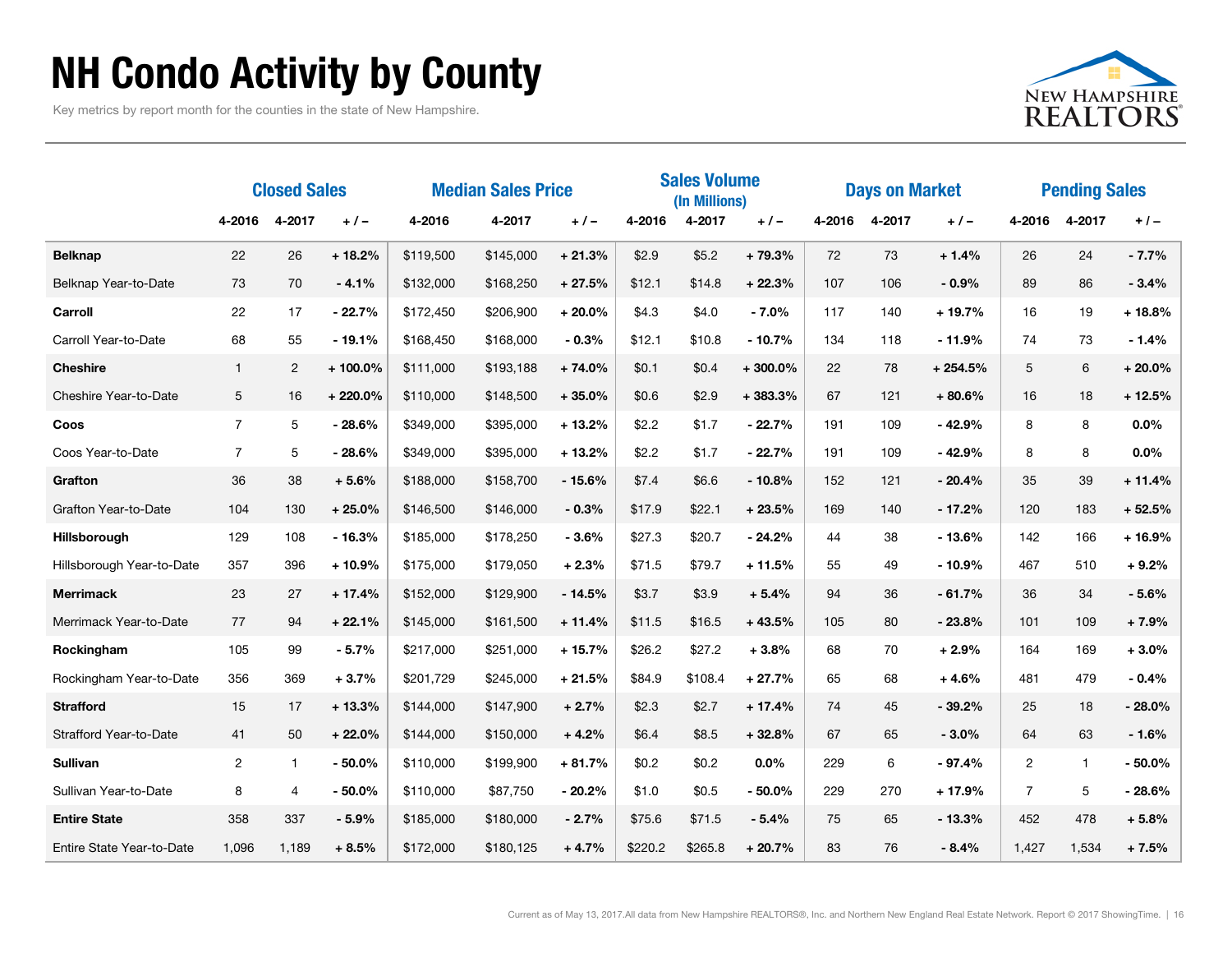# NH Condo Activity by County

Key metrics by report month for the counties in the state of New Hampshire.

| | Closed Sales | | | Median Sales Price | | | Sales Volume (In Millions) | | | Days on Market | | | Pending Sales | | |
|---|---|---|---|---|---|---|---|---|---|---|---|---|---|---|---|
| | 4-2016 | 4-2017 | + / – | 4-2016 | 4-2017 | + / – | 4-2016 | 4-2017 | + / – | 4-2016 | 4-2017 | + / – | 4-2016 | 4-2017 | + / – |
| **Belknap** | 22 | 26 | + 18.2% | $119,500 | $145,000 | + 21.3% | $2.9 | $5.2 | + 79.3% | 72 | 73 | + 1.4% | 26 | 24 | - 7.7% |
| Belknap Year-to-Date | 73 | 70 | - 4.1% | $132,000 | $168,250 | + 27.5% | $12.1 | $14.8 | + 22.3% | 107 | 106 | - 0.9% | 89 | 86 | - 3.4% |
| **Carroll** | 22 | 17 | - 22.7% | $172,450 | $206,900 | + 20.0% | $4.3 | $4.0 | - 7.0% | 117 | 140 | + 19.7% | 16 | 19 | + 18.8% |
| Carroll Year-to-Date | 68 | 55 | - 19.1% | $168,450 | $168,000 | - 0.3% | $12.1 | $10.8 | - 10.7% | 134 | 118 | - 11.9% | 74 | 73 | - 1.4% |
| **Cheshire** | 1 | 2 | + 100.0% | $111,000 | $193,188 | + 74.0% | $0.1 | $0.4 | + 300.0% | 22 | 78 | + 254.5% | 5 | 6 | + 20.0% |
| Cheshire Year-to-Date | 5 | 16 | + 220.0% | $110,000 | $148,500 | + 35.0% | $0.6 | $2.9 | + 383.3% | 67 | 121 | + 80.6% | 16 | 18 | + 12.5% |
| **Coos** | 7 | 5 | - 28.6% | $349,000 | $395,000 | + 13.2% | $2.2 | $1.7 | - 22.7% | 191 | 109 | - 42.9% | 8 | 8 | 0.0% |
| Coos Year-to-Date | 7 | 5 | - 28.6% | $349,000 | $395,000 | + 13.2% | $2.2 | $1.7 | - 22.7% | 191 | 109 | - 42.9% | 8 | 8 | 0.0% |
| **Grafton** | 36 | 38 | + 5.6% | $188,000 | $158,700 | - 15.6% | $7.4 | $6.6 | - 10.8% | 152 | 121 | - 20.4% | 35 | 39 | + 11.4% |
| Grafton Year-to-Date | 104 | 130 | + 25.0% | $146,500 | $146,000 | - 0.3% | $17.9 | $22.1 | + 23.5% | 169 | 140 | - 17.2% | 120 | 183 | + 52.5% |
| **Hillsborough** | 129 | 108 | - 16.3% | $185,000 | $178,250 | - 3.6% | $27.3 | $20.7 | - 24.2% | 44 | 38 | - 13.6% | 142 | 166 | + 16.9% |
| Hillsborough Year-to-Date | 357 | 396 | + 10.9% | $175,000 | $179,050 | + 2.3% | $71.5 | $79.7 | + 11.5% | 55 | 49 | - 10.9% | 467 | 510 | + 9.2% |
| **Merrimack** | 23 | 27 | + 17.4% | $152,000 | $129,900 | - 14.5% | $3.7 | $3.9 | + 5.4% | 94 | 36 | - 61.7% | 36 | 34 | - 5.6% |
| Merrimack Year-to-Date | 77 | 94 | + 22.1% | $145,000 | $161,500 | + 11.4% | $11.5 | $16.5 | + 43.5% | 105 | 80 | - 23.8% | 101 | 109 | + 7.9% |
| **Rockingham** | 105 | 99 | - 5.7% | $217,000 | $251,000 | + 15.7% | $26.2 | $27.2 | + 3.8% | 68 | 70 | + 2.9% | 164 | 169 | + 3.0% |
| Rockingham Year-to-Date | 356 | 369 | + 3.7% | $201,729 | $245,000 | + 21.5% | $84.9 | $108.4 | + 27.7% | 65 | 68 | + 4.6% | 481 | 479 | - 0.4% |
| **Strafford** | 15 | 17 | + 13.3% | $144,000 | $147,900 | + 2.7% | $2.3 | $2.7 | + 17.4% | 74 | 45 | - 39.2% | 25 | 18 | - 28.0% |
| Strafford Year-to-Date | 41 | 50 | + 22.0% | $144,000 | $150,000 | + 4.2% | $6.4 | $8.5 | + 32.8% | 67 | 65 | - 3.0% | 64 | 63 | - 1.6% |
| **Sullivan** | 2 | 1 | - 50.0% | $110,000 | $199,900 | + 81.7% | $0.2 | $0.2 | 0.0% | 229 | 6 | - 97.4% | 2 | 1 | - 50.0% |
| Sullivan Year-to-Date | 8 | 4 | - 50.0% | $110,000 | $87,750 | - 20.2% | $1.0 | $0.5 | - 50.0% | 229 | 270 | + 17.9% | 7 | 5 | - 28.6% |
| **Entire State** | 358 | 337 | - 5.9% | $185,000 | $180,000 | - 2.7% | $75.6 | $71.5 | - 5.4% | 75 | 65 | - 13.3% | 452 | 478 | + 5.8% |
| Entire State Year-to-Date | 1,096 | 1,189 | + 8.5% | $172,000 | $180,125 | + 4.7% | $220.2 | $265.8 | + 20.7% | 83 | 76 | - 8.4% | 1,427 | 1,534 | + 7.5% |

Current as of May 13, 2017.All data from New Hampshire REALTORS®, Inc. and Northern New England Real Estate Network. Report © 2017 ShowingTime.